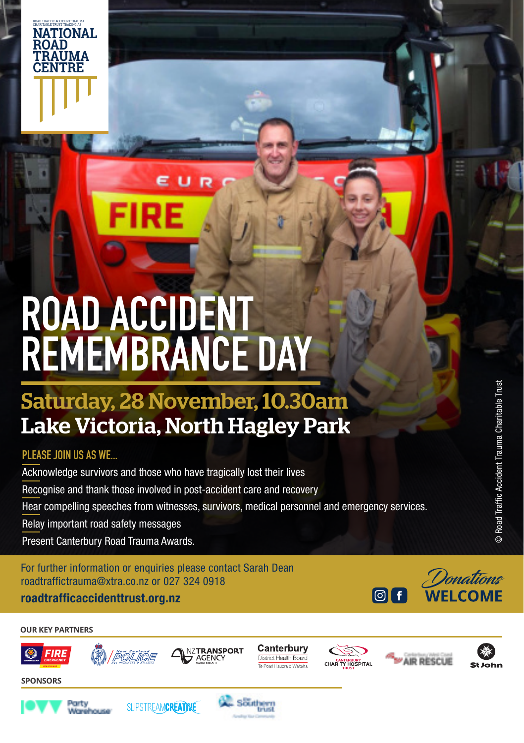ROAD TRAFFIC ACCIDENT TRAUMA CHARITABLE TRUST TRADING AS

**NATIONAL ROAD TRAUMA CENTRE**

# ROAD ACCIDENT REMEMBRANCE DAY

## Saturday, 28 November, 10.30am

## Lake Victoria, North Hagley Park

### PLEASE JOIN US AS WE...

- Acknowledge survivors and those who have tragically lost their lives
- Recognise and thank those involved in post-accident care and recovery
- Hear compelling speeches from witnesses, survivors, medical personnel and emergency services.
- Relay important road safety messages
- Present Canterbury Road Trauma Awards.

For further information or enquiries please contact Sarah Dean
roadtraffictrauma@xtra.co.nz or 027 324 0918

**roadtrafficaccidenttrust.org.nz**

*Donations* **WELCOME**

© Road Traffic Accident Trauma Charitable Trust

**OUR KEY PARTNERS**

Fire Emergency New Zealand · New Zealand Police · NZ Transport Agency Waka Kotahi · Canterbury District Health Board Te Poari Hauora ō Waitaha · Canterbury Charity Hospital Trust · Canterbury West Coast Air Rescue · St John

**SPONSORS**

Party Warehouse · Slipstream Creative · The Southern Trust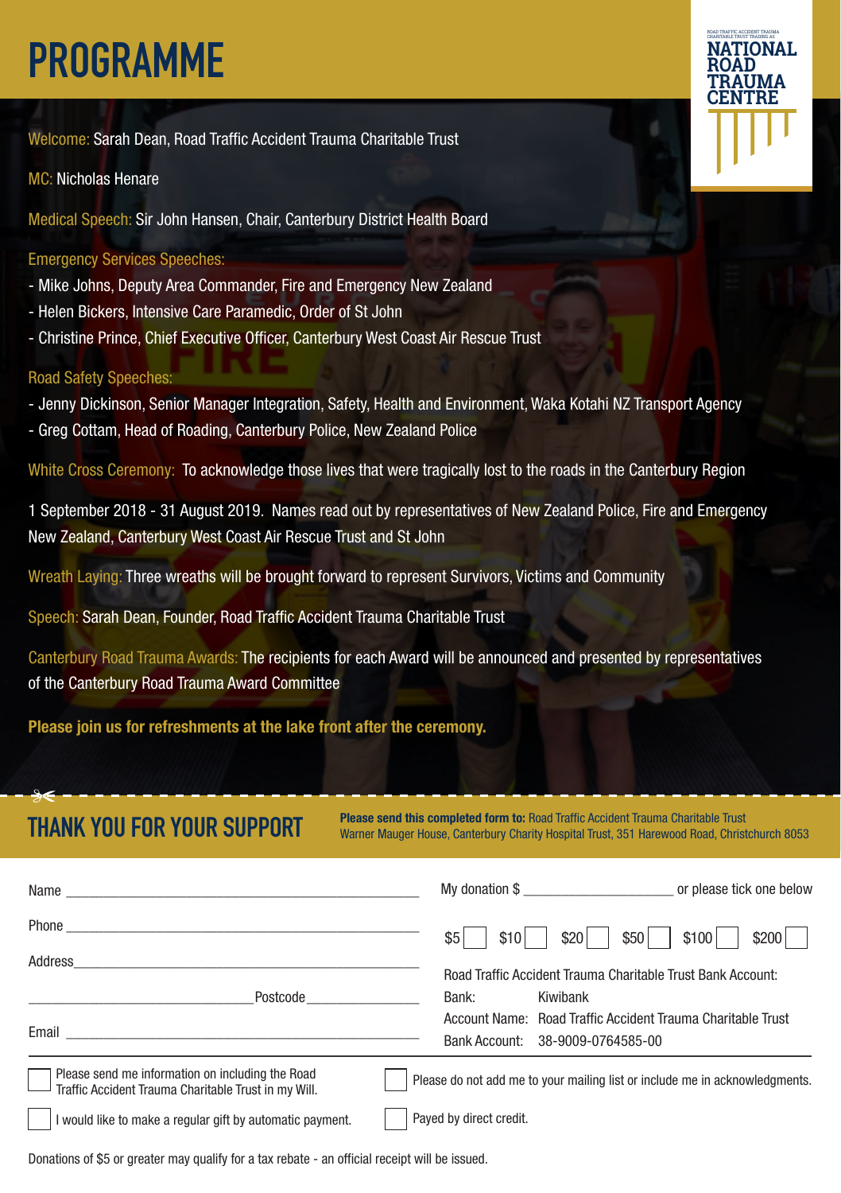# PROGRAMME

ROAD TRAFFIC ACCIDENT TRAUMA CHARITABLE TRUST TRADING AS
**NATIONAL ROAD TRAUMA CENTRE**

Welcome: Sarah Dean, Road Traffic Accident Trauma Charitable Trust

MC: Nicholas Henare

Medical Speech: Sir John Hansen, Chair, Canterbury District Health Board

Emergency Services Speeches:
- Mike Johns, Deputy Area Commander, Fire and Emergency New Zealand
- Helen Bickers, Intensive Care Paramedic, Order of St John
- Christine Prince, Chief Executive Officer, Canterbury West Coast Air Rescue Trust

Road Safety Speeches:
- Jenny Dickinson, Senior Manager Integration, Safety, Health and Environment, Waka Kotahi NZ Transport Agency
- Greg Cottam, Head of Roading, Canterbury Police, New Zealand Police

White Cross Ceremony: To acknowledge those lives that were tragically lost to the roads in the Canterbury Region

1 September 2018 - 31 August 2019. Names read out by representatives of New Zealand Police, Fire and Emergency New Zealand, Canterbury West Coast Air Rescue Trust and St John

Wreath Laying: Three wreaths will be brought forward to represent Survivors, Victims and Community

Speech: Sarah Dean, Founder, Road Traffic Accident Trauma Charitable Trust

Canterbury Road Trauma Awards: The recipients for each Award will be announced and presented by representatives of the Canterbury Road Trauma Award Committee

**Please join us for refreshments at the lake front after the ceremony.**

## THANK YOU FOR YOUR SUPPORT

**Please send this completed form to:** Road Traffic Accident Trauma Charitable Trust
Warner Mauger House, Canterbury Charity Hospital Trust, 351 Harewood Road, Christchurch 8053

Name ______________________

Phone ______________________

Address ______________________

______________________ Postcode ______________

Email ______________________

My donation $ ______________ or please tick one below

$5 ☐ $10 ☐ $20 ☐ $50 ☐ $100 ☐ $200 ☐

Road Traffic Accident Trauma Charitable Trust Bank Account:

Bank: Kiwibank
Account Name: Road Traffic Accident Trauma Charitable Trust
Bank Account: 38-9009-0764585-00

☐ Please send me information on including the Road Traffic Accident Trauma Charitable Trust in my Will.

☐ Please do not add me to your mailing list or include me in acknowledgments.

☐ I would like to make a regular gift by automatic payment.

☐ Payed by direct credit.

Donations of $5 or greater may qualify for a tax rebate - an official receipt will be issued.